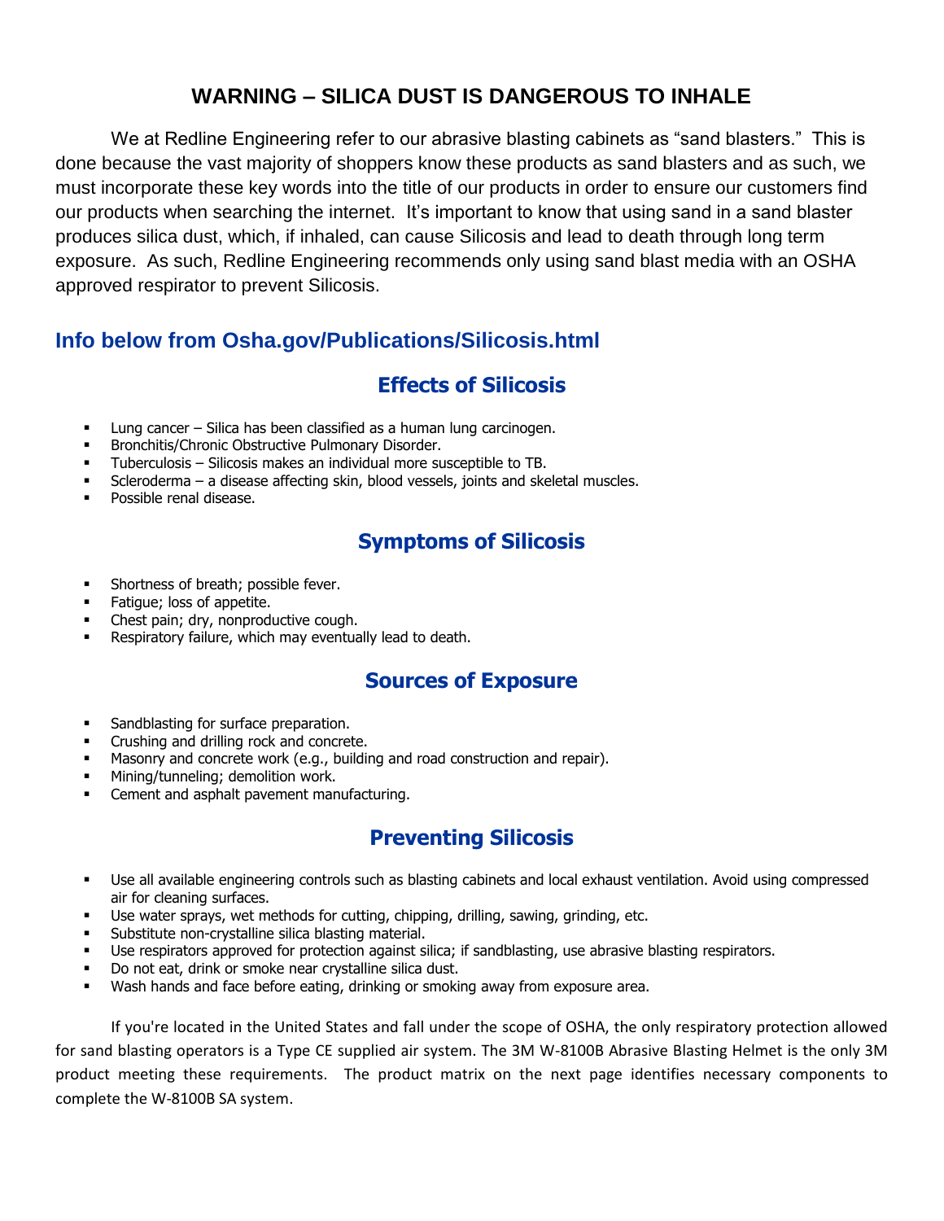# WARNING – SILICA DUST IS DANGEROUS TO INHALE

We at Redline Engineering refer to our abrasive blasting cabinets as "sand blasters." This is done because the vast majority of shoppers know these products as sand blasters and as such, we must incorporate these key words into the title of our products in order to ensure our customers find our products when searching the internet. It's important to know that using sand in a sand blaster produces silica dust, which, if inhaled, can cause Silicosis and lead to death through long term exposure. As such, Redline Engineering recommends only using sand blast media with an OSHA approved respirator to prevent Silicosis.

## Info below from Osha.gov/Publications/Silicosis.html

### Effects of Silicosis

- Lung cancer – Silica has been classified as a human lung carcinogen.
- Bronchitis/Chronic Obstructive Pulmonary Disorder.
- Tuberculosis – Silicosis makes an individual more susceptible to TB.
- Scleroderma – a disease affecting skin, blood vessels, joints and skeletal muscles.
- Possible renal disease.

### Symptoms of Silicosis

- Shortness of breath; possible fever.
- Fatigue; loss of appetite.
- Chest pain; dry, nonproductive cough.
- Respiratory failure, which may eventually lead to death.

### Sources of Exposure

- Sandblasting for surface preparation.
- Crushing and drilling rock and concrete.
- Masonry and concrete work (e.g., building and road construction and repair).
- Mining/tunneling; demolition work.
- Cement and asphalt pavement manufacturing.

### Preventing Silicosis

- Use all available engineering controls such as blasting cabinets and local exhaust ventilation. Avoid using compressed air for cleaning surfaces.
- Use water sprays, wet methods for cutting, chipping, drilling, sawing, grinding, etc.
- Substitute non-crystalline silica blasting material.
- Use respirators approved for protection against silica; if sandblasting, use abrasive blasting respirators.
- Do not eat, drink or smoke near crystalline silica dust.
- Wash hands and face before eating, drinking or smoking away from exposure area.

If you're located in the United States and fall under the scope of OSHA, the only respiratory protection allowed for sand blasting operators is a Type CE supplied air system. The 3M W-8100B Abrasive Blasting Helmet is the only 3M product meeting these requirements. The product matrix on the next page identifies necessary components to complete the W-8100B SA system.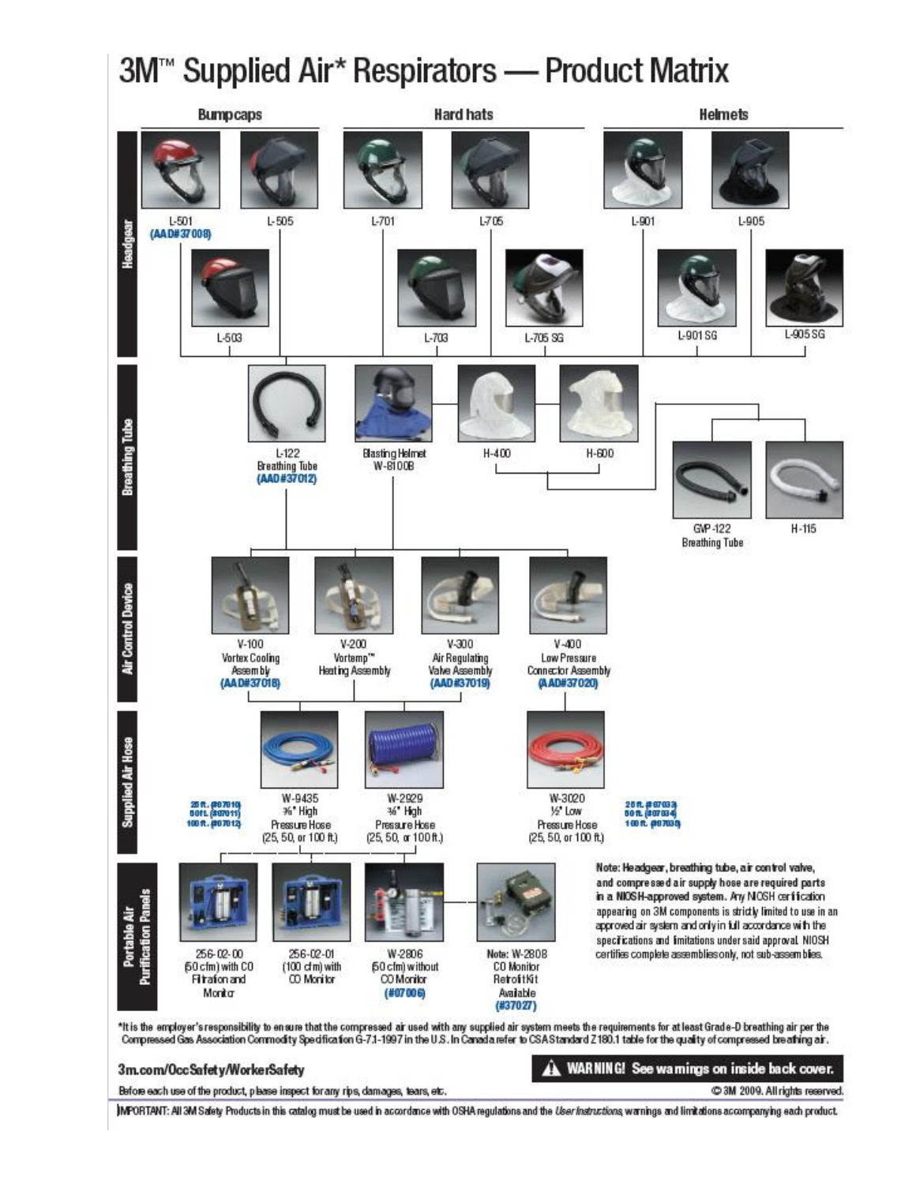# 3M™ Supplied Air* Respirators — Product Matrix

## Headgear

**Bumpcaps**

L-501 (AAD#37008)

L-505

L-503

**Hard hats**

L-701

L-705

L-703

L-705 SG

**Helmets**

L-901

L-905

L-901 SG

L-905 SG

## Breathing Tube

L-122 Breathing Tube (AAD#37012)

Blasting Helmet W-8100B

H-400

H-600

GVP-122 Breathing Tube

H-115

## Air Control Device

V-100 Vortex Cooling Assembly (AAD#37018)

V-200 Vortemp™ Heating Assembly

V-300 Air Regulating Valve Assembly (AAD#37019)

V-400 Low Pressure Connector Assembly (AAD#37020)

## Supplied Air Hose

25 ft. (#07010)
50 ft. (#07011)
100 ft. (#07012)

W-9435 ⅜" High Pressure Hose (25, 50, or 100 ft.)

W-2929 ⅜" High Pressure Hose (25, 50, or 100 ft.)

W-3020 ½" Low Pressure Hose (25, 50, or 100 ft.)

25 ft. (#07033)
50 ft. (#07034)
100 ft. (#07035)

## Portable Air Purification Panels

256-02-00 (50 cfm) with CO Filtration and Monitor

256-02-01 (100 cfm) with CO Monitor

W-2806 (50 cfm) without CO Monitor (#07006)

Note: W-2808 CO Monitor Retrofit Kit Available (#37027)

Note: Headgear, breathing tube, air control valve, and compressed air supply hose are required parts in a NIOSH-approved system. Any NIOSH certification appearing on 3M components is strictly limited to use in an approved air system and only in full accordance with the specifications and limitations under said approval. NIOSH certifies complete assemblies only, not sub-assemblies.

*It is the employer's responsibility to ensure that the compressed air used with any supplied air system meets the requirements for at least Grade-D breathing air per the Compressed Gas Association Commodity Specification G-7.1-1997 in the U.S. In Canada refer to CSA Standard Z180.1 table for the quality of compressed breathing air.

3m.com/OccSafety/WorkerSafety

**WARNING! See warnings on inside back cover.**

Before each use of the product, please inspect for any rips, damages, tears, etc.

© 3M 2009. All rights reserved.

IMPORTANT: All 3M Safety Products in this catalog must be used in accordance with OSHA regulations and the *User Instructions*, warnings and limitations accompanying each product.